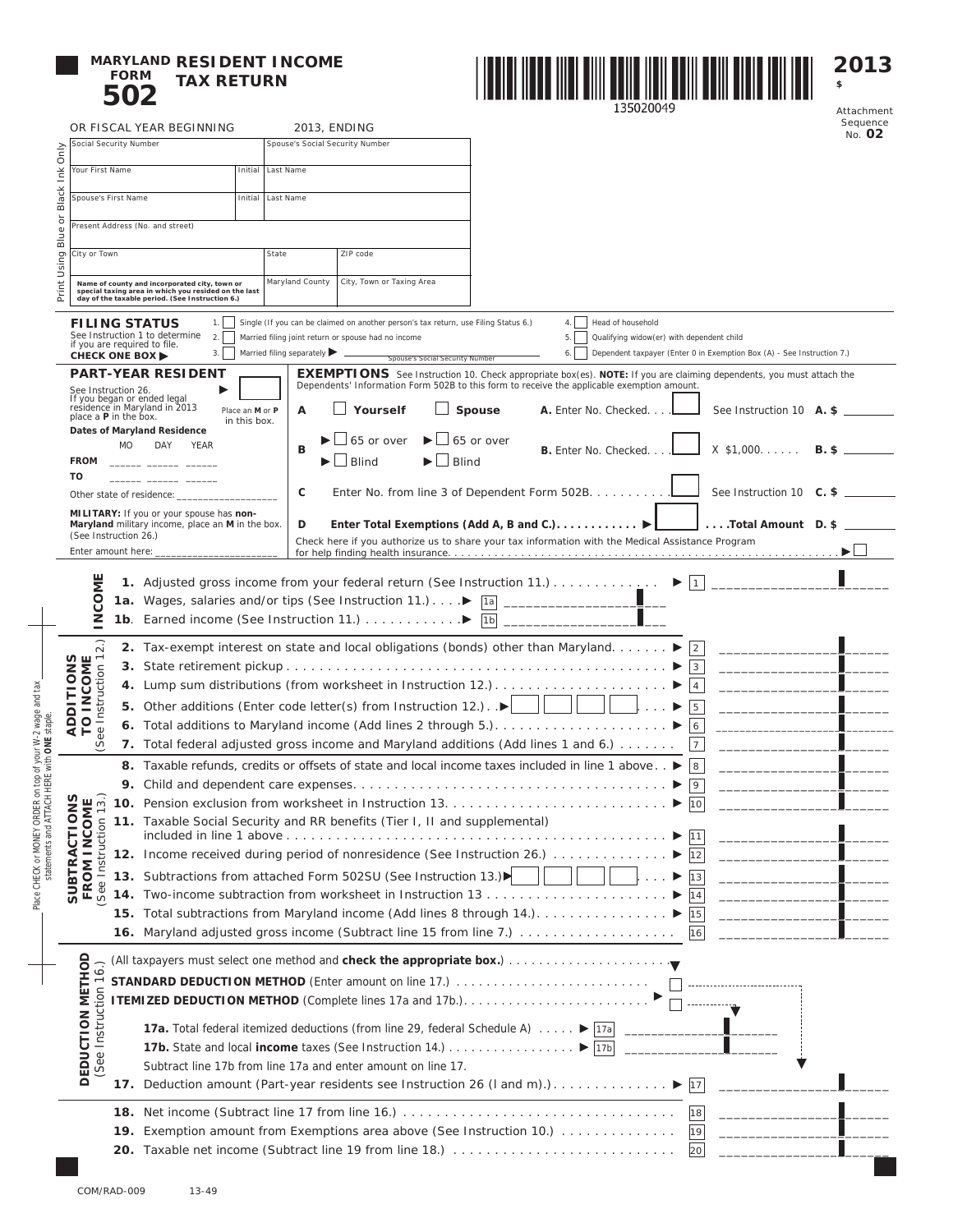# MARYLAND FORM 502 RESIDENT INCOME TAX RETURN

**2013**

$

135020049

Attachment Sequence No. **02**

OR FISCAL YEAR BEGINNING 2013, ENDING

Print Using Blue or Black Ink Only

| Social Security Number | | Spouse's Social Security Number | |
|---|---|---|---|
| Your First Name | Initial | Last Name | |
| Spouse's First Name | Initial | Last Name | |
| Present Address (No. and street) | | | |
| City or Town | | State | ZIP code |
| Name of county and incorporated city, town or special taxing area in which you resided on the last day of the taxable period. (See Instruction 6.) | | Maryland County | City, Town or Taxing Area |

**FILING STATUS** See Instruction 1 to determine if you are required to file. **CHECK ONE BOX ▶**

1. ☐ Single (If you can be claimed on another person's tax return, use Filing Status 6.)
2. ☐ Married filing joint return or spouse had no income
3. ☐ Married filing separately ▶ ____________ Spouse's Social Security Number
4. ☐ Head of household
5. ☐ Qualifying widow(er) with dependent child
6. ☐ Dependent taxpayer (Enter 0 in Exemption Box (A) - See Instruction 7.)

**PART-YEAR RESIDENT**

See Instruction 26. If you began or ended legal residence in Maryland in 2013 place a **P** in the box. ▶ ☐ Place an **M** or **P** in this box.

**Dates of Maryland Residence**

| | MO | DAY | YEAR |
|---|---|---|---|
| FROM | ______ | ______ | ______ |
| TO | ______ | ______ | ______ |

Other state of residence: ____________________

**MILITARY:** If you or your spouse has **non-Maryland** military income, place an **M** in the box. (See Instruction 26.)

Enter amount here: ______________________

**EXEMPTIONS** See Instruction 10. Check appropriate box(es). **NOTE:** If you are claiming dependents, you must attach the Dependents' Information Form 502B to this form to receive the applicable exemption amount.

**A** ☐ **Yourself** ☐ **Spouse** **A.** Enter No. Checked. . . . ☐ See Instruction 10 **A. $** ________

**B** ▶ ☐ 65 or over ▶ ☐ 65 or over ▶ ☐ Blind ▶ ☐ Blind **B.** Enter No. Checked. . . . ☐ X $1,000. . . . . . **B. $** ________

**C** Enter No. from line 3 of Dependent Form 502B. . . . . . . . . . ☐ See Instruction 10 **C. $** ________

**D** **Enter Total Exemptions (Add A, B and C.). . . . . . . . . . . ▶** ☐ **. . . .Total Amount D. $** ________

Check here if you authorize us to share your tax information with the Medical Assistance Program for help finding health insurance. . . . . . . . . . ▶ ☐

## INCOME

**1.** Adjusted gross income from your federal return (See Instruction 11.) . . . . . . . . . . . . . ▶ 1 ________

**1a.** Wages, salaries and/or tips (See Instruction 11.) . . . .▶ 1a ________

**1b**. Earned income (See Instruction 11.) . . . . . . . . . . . .▶ 1b ________

## ADDITIONS TO INCOME (See Instruction 12.)

**2.** Tax-exempt interest on state and local obligations (bonds) other than Maryland. . . . . . . ▶ 2 ________

**3.** State retirement pickup . . . . . . . . . . . . . . . . . . . . . . . . . . . . . . . . . . . . . . . . . ▶ 3 ________

**4.** Lump sum distributions (from worksheet in Instruction 12.). . . . . . . . . . . . . . . . . . . . ▶ 4 ________

**5.** Other additions (Enter code letter(s) from Instruction 12.). .▶ ☐ ☐ ☐ ☐ . . . ▶ 5 ________

**6.** Total additions to Maryland income (Add lines 2 through 5.). . . . . . . . . . . . . . . . . . . . ▶ 6 ________

**7.** Total federal adjusted gross income and Maryland additions (Add lines 1 and 6.) . . . . . . . 7 ________

## SUBTRACTIONS FROM INCOME (See Instruction 13.)

**8.** Taxable refunds, credits or offsets of state and local income taxes included in line 1 above . . ▶ 8 ________

**9.** Child and dependent care expenses. . . . . . . . . . . . . . . . . . . . . . . . . . . . . . . . . . . ▶ 9 ________

**10.** Pension exclusion from worksheet in Instruction 13. . . . . . . . . . . . . . . . . . . . . . . . . ▶ 10 ________

**11.** Taxable Social Security and RR benefits (Tier I, II and supplemental) included in line 1 above . . . . . . . . . . . . . . . . . . . . . . . . . . . . . . . . . . . . . . . . . . . ▶ 11 ________

**12.** Income received during period of nonresidence (See Instruction 26.) . . . . . . . . . . . . . ▶ 12 ________

**13.** Subtractions from attached Form 502SU (See Instruction 13.)▶ ☐ ☐ ☐ ☐ . . . ▶ 13 ________

**14.** Two-income subtraction from worksheet in Instruction 13 . . . . . . . . . . . . . . . . . . . . . ▶ 14 ________

**15.** Total subtractions from Maryland income (Add lines 8 through 14.). . . . . . . . . . . . . . . . ▶ 15 ________

**16.** Maryland adjusted gross income (Subtract line 15 from line 7.) . . . . . . . . . . . . . . . . . . 16 ________

## DEDUCTION METHOD (See Instruction 16.)

(All taxpayers must select one method and **check the appropriate box.**) . . . . . . . . . . . . . . . . . . . . .

**STANDARD DEDUCTION METHOD** (Enter amount on line 17.) . . . . . . . . . . . . . . . . . . . . . . . . . ☐

**ITEMIZED DEDUCTION METHOD** (Complete lines 17a and 17b.). . . . . . . . . . . . . . . . . . . . . . . . ▶ ☐

**17a.** Total federal itemized deductions (from line 29, federal Schedule A) . . . . . ▶ 17a ________

**17b.** State and local **income** taxes (See Instruction 14.) . . . . . . . . . . . . . . . . ▶ 17b ________

Subtract line 17b from line 17a and enter amount on line 17.

**17.** Deduction amount (Part-year residents see Instruction 26 (l and m).). . . . . . . . . . . . . . ▶ 17 ________

**18.** Net income (Subtract line 17 from line 16.) . . . . . . . . . . . . . . . . . . . . . . . . . . . . . . . . 18 ________

**19.** Exemption amount from Exemptions area above (See Instruction 10.) . . . . . . . . . . . . . . 19 ________

**20.** Taxable net income (Subtract line 19 from line 18.) . . . . . . . . . . . . . . . . . . . . . . . . . . . 20 ________

Place CHECK or MONEY ORDER on top of your W-2 wage and tax statements and ATTACH HERE with **ONE** staple.

COM/RAD-009 13-49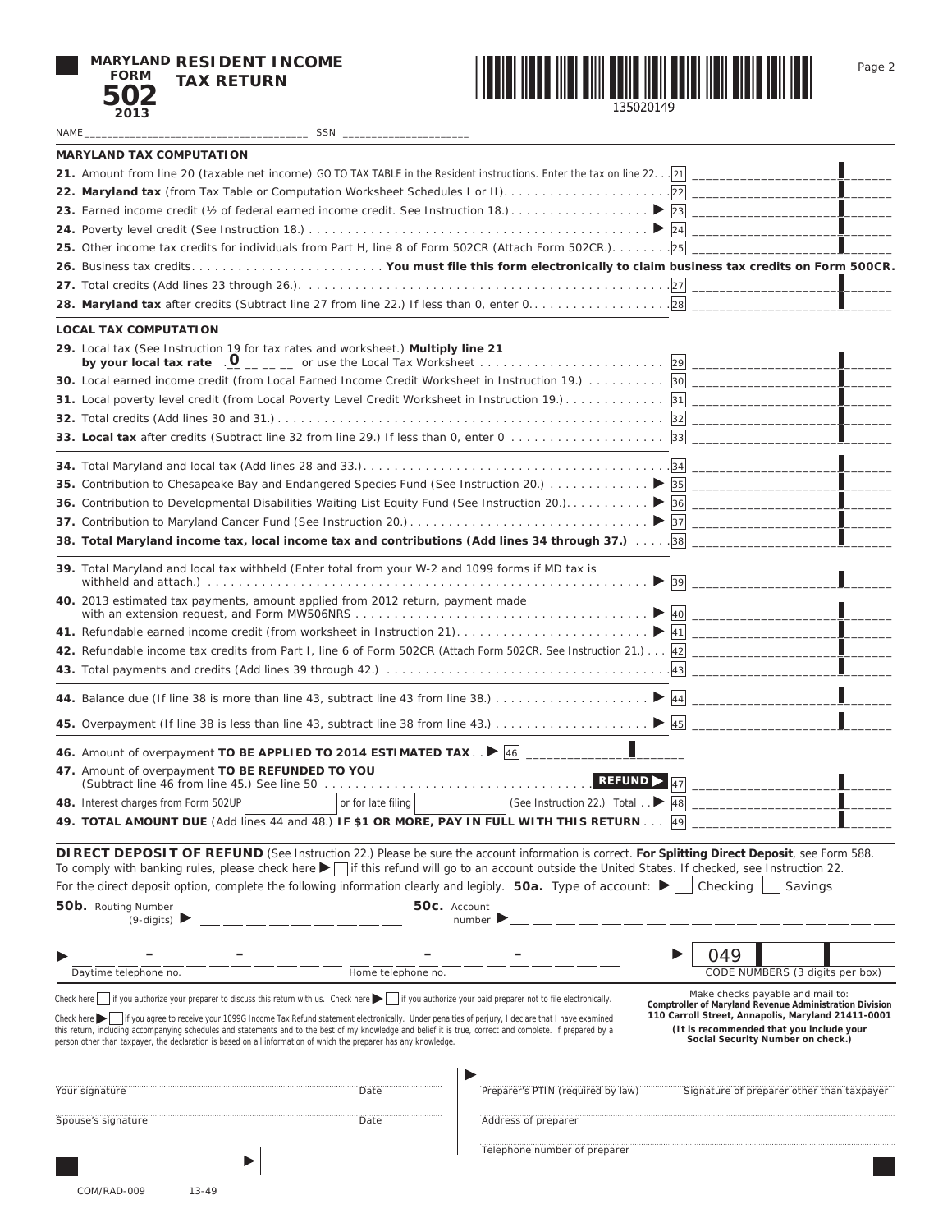# MARYLAND FORM 502 2013 RESIDENT INCOME TAX RETURN

135020149

NAME ____________________ SSN ____________________

## MARYLAND TAX COMPUTATION

**21.** Amount from line 20 (taxable net income) GO TO TAX TABLE in the Resident instructions. Enter the tax on line 22. . . 21 ____________

**22. Maryland tax** (from Tax Table or Computation Worksheet Schedules I or II) . . . 22 ____________

**23.** Earned income credit (½ of federal earned income credit. See Instruction 18.) . . . ▶ 23 ____________

**24.** Poverty level credit (See Instruction 18.) . . . ▶ 24 ____________

**25.** Other income tax credits for individuals from Part H, line 8 of Form 502CR (Attach Form 502CR.) . . . 25 ____________

**26.** Business tax credits . . . **You must file this form electronically to claim business tax credits on Form 500CR.**

**27.** Total credits (Add lines 23 through 26.) . . . 27 ____________

**28. Maryland tax** after credits (Subtract line 27 from line 22.) If less than 0, enter 0 . . . 28 ____________

## LOCAL TAX COMPUTATION

**29.** Local tax (See Instruction 19 for tax rates and worksheet.) **Multiply line 21 by your local tax rate** .0 __ __ __ or use the Local Tax Worksheet . . . 29 ____________

**30.** Local earned income credit (from Local Earned Income Credit Worksheet in Instruction 19.) . . . 30 ____________

**31.** Local poverty level credit (from Local Poverty Level Credit Worksheet in Instruction 19.) . . . 31 ____________

**32.** Total credits (Add lines 30 and 31.) . . . 32 ____________

**33. Local tax** after credits (Subtract line 32 from line 29.) If less than 0, enter 0 . . . 33 ____________

**34.** Total Maryland and local tax (Add lines 28 and 33.) . . . 34 ____________

**35.** Contribution to Chesapeake Bay and Endangered Species Fund (See Instruction 20.) . . . ▶ 35 ____________

**36.** Contribution to Developmental Disabilities Waiting List Equity Fund (See Instruction 20.) . . . ▶ 36 ____________

**37.** Contribution to Maryland Cancer Fund (See Instruction 20.) . . . ▶ 37 ____________

**38. Total Maryland income tax, local income tax and contributions (Add lines 34 through 37.)** . . . 38 ____________

**39.** Total Maryland and local tax withheld (Enter total from your W-2 and 1099 forms if MD tax is withheld and attach.) . . . ▶ 39 ____________

**40.** 2013 estimated tax payments, amount applied from 2012 return, payment made with an extension request, and Form MW506NRS . . . ▶ 40 ____________

**41.** Refundable earned income credit (from worksheet in Instruction 21) . . . ▶ 41 ____________

**42.** Refundable income tax credits from Part I, line 6 of Form 502CR (Attach Form 502CR. See Instruction 21.) . . . 42 ____________

**43.** Total payments and credits (Add lines 39 through 42.) . . . 43 ____________

**44.** Balance due (If line 38 is more than line 43, subtract line 43 from line 38.) . . . ▶ 44 ____________

**45.** Overpayment (If line 38 is less than line 43, subtract line 38 from line 43.) . . . ▶ 45 ____________

**46.** Amount of overpayment **TO BE APPLIED TO 2014 ESTIMATED TAX** . . ▶ 46 ____________

**47.** Amount of overpayment **TO BE REFUNDED TO YOU** (Subtract line 46 from line 45.) See line 50 . . . **REFUND** ▶ 47 ____________

**48.** Interest charges from Form 502UP ________ or for late filing ________ (See Instruction 22.) Total . . ▶ 48 ____________

**49. TOTAL AMOUNT DUE** (Add lines 44 and 48.) **IF $1 OR MORE, PAY IN FULL WITH THIS RETURN** . . . 49 ____________

**DIRECT DEPOSIT OF REFUND** (See Instruction 22.) Please be sure the account information is correct. **For Splitting Direct Deposit**, see Form 588.
To comply with banking rules, please check here ▶ ☐ if this refund will go to an account outside the United States. If checked, see Instruction 22.
For the direct deposit option, complete the following information clearly and legibly. **50a.** Type of account: ▶ ☐ Checking ☐ Savings

**50b.** Routing Number (9-digits) ▶ ____________ **50c.** Account number ▶ ____________

▶ ___ - ___ - ___ Daytime telephone no. ___ - ___ - ___ Home telephone no. ▶ 049 | | CODE NUMBERS (3 digits per box)

Check here ☐ if you authorize your preparer to discuss this return with us. Check here ▶ ☐ if you authorize your paid preparer not to file electronically.

Check here ▶ ☐ if you agree to receive your 1099G Income Tax Refund statement electronically. Under penalties of perjury, I declare that I have examined this return, including accompanying schedules and statements and to the best of my knowledge and belief it is true, correct and complete. If prepared by a person other than taxpayer, the declaration is based on all information of which the preparer has any knowledge.

Make checks payable and mail to:
**Comptroller of Maryland Revenue Administration Division**
**110 Carroll Street, Annapolis, Maryland 21411-0001**
**(It is recommended that you include your Social Security Number on check.)**

Your signature ____________ Date ____________

Spouse's signature ____________ Date ____________

Preparer's PTIN (required by law) ____________ Signature of preparer other than taxpayer ____________

Address of preparer ____________

Telephone number of preparer ____________

COM/RAD-009 13-49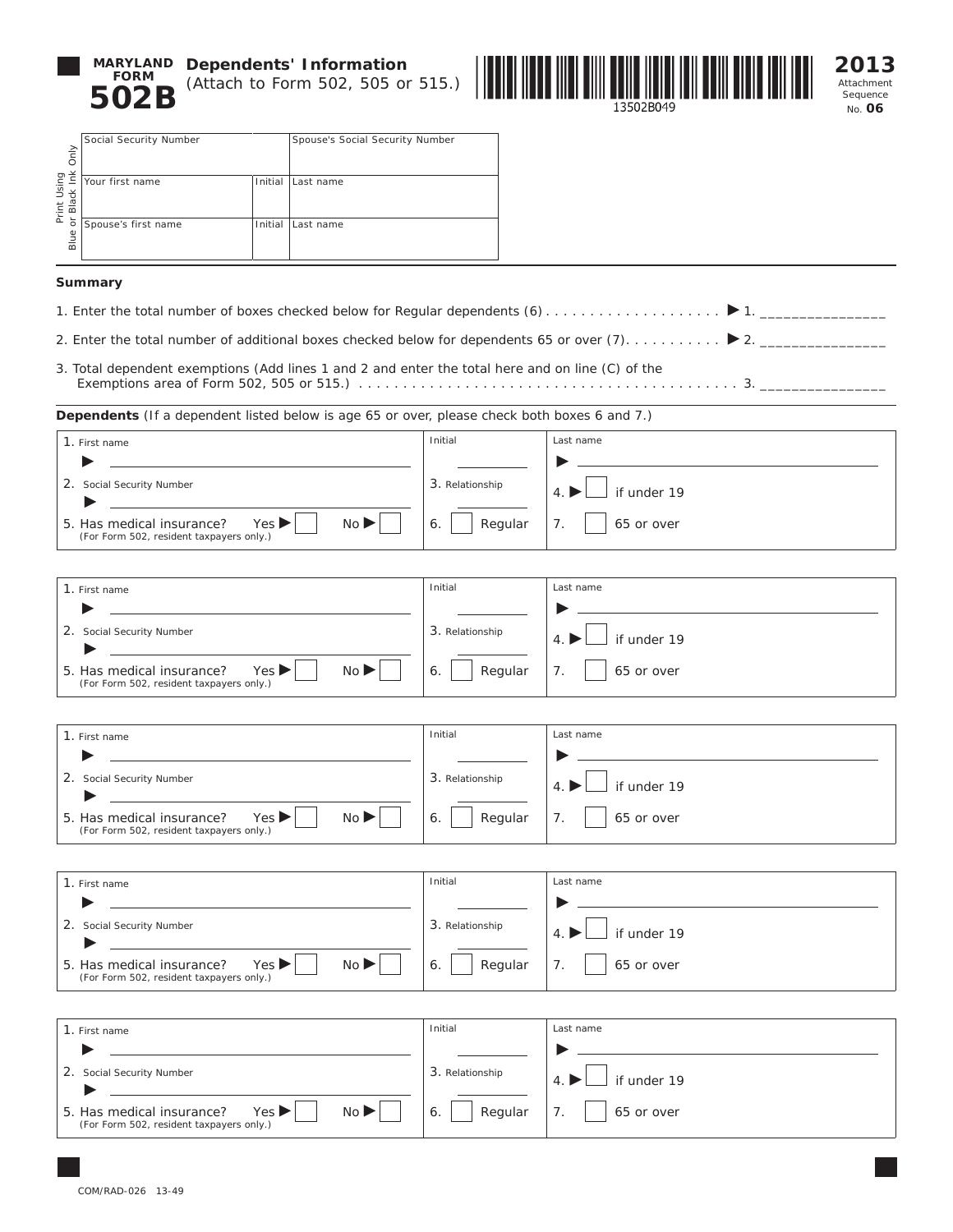**MARYLAND FORM 502B**

## Dependents' Information

(Attach to Form 502, 505 or 515.)

13502B049

**2013**
Attachment Sequence No. **06**

Print Using Blue or Black Ink Only

| Social Security Number | | Spouse's Social Security Number |
|---|---|---|
| Your first name | Initial | Last name |
| Spouse's first name | Initial | Last name |

### Summary

1. Enter the total number of boxes checked below for Regular dependents (6) . . . . . . . . . . . . . . . . . . . ▶ 1. _______________

2. Enter the total number of additional boxes checked below for dependents 65 or over (7). . . . . . . . . . ▶ 2. _______________

3. Total dependent exemptions (Add lines 1 and 2 and enter the total here and on line (C) of the Exemptions area of Form 502, 505 or 515.) . . . . . . . . . . . . . . . . . . . . . . . . . . . . . . . . . . . . . . . . . . 3. _______________

**Dependents** *(If a dependent listed below is age 65 or over, please check both boxes 6 and 7.)*

| | | |
|---|---|---|
| 1. First name ▶ | Initial | Last name ▶ |
| 2. Social Security Number ▶ | 3. Relationship | 4. ▶ ☐ if under 19 |
| 5. Has medical insurance? Yes ▶ ☐ No ▶ ☐ (For Form 502, resident taxpayers only.) | 6. ☐ Regular | 7. ☐ 65 or over |

| | | |
|---|---|---|
| 1. First name ▶ | Initial | Last name ▶ |
| 2. Social Security Number ▶ | 3. Relationship | 4. ▶ ☐ if under 19 |
| 5. Has medical insurance? Yes ▶ ☐ No ▶ ☐ (For Form 502, resident taxpayers only.) | 6. ☐ Regular | 7. ☐ 65 or over |

| | | |
|---|---|---|
| 1. First name ▶ | Initial | Last name ▶ |
| 2. Social Security Number ▶ | 3. Relationship | 4. ▶ ☐ if under 19 |
| 5. Has medical insurance? Yes ▶ ☐ No ▶ ☐ (For Form 502, resident taxpayers only.) | 6. ☐ Regular | 7. ☐ 65 or over |

| | | |
|---|---|---|
| 1. First name ▶ | Initial | Last name ▶ |
| 2. Social Security Number ▶ | 3. Relationship | 4. ▶ ☐ if under 19 |
| 5. Has medical insurance? Yes ▶ ☐ No ▶ ☐ (For Form 502, resident taxpayers only.) | 6. ☐ Regular | 7. ☐ 65 or over |

| | | |
|---|---|---|
| 1. First name ▶ | Initial | Last name ▶ |
| 2. Social Security Number ▶ | 3. Relationship | 4. ▶ ☐ if under 19 |
| 5. Has medical insurance? Yes ▶ ☐ No ▶ ☐ (For Form 502, resident taxpayers only.) | 6. ☐ Regular | 7. ☐ 65 or over |

COM/RAD-026 13-49